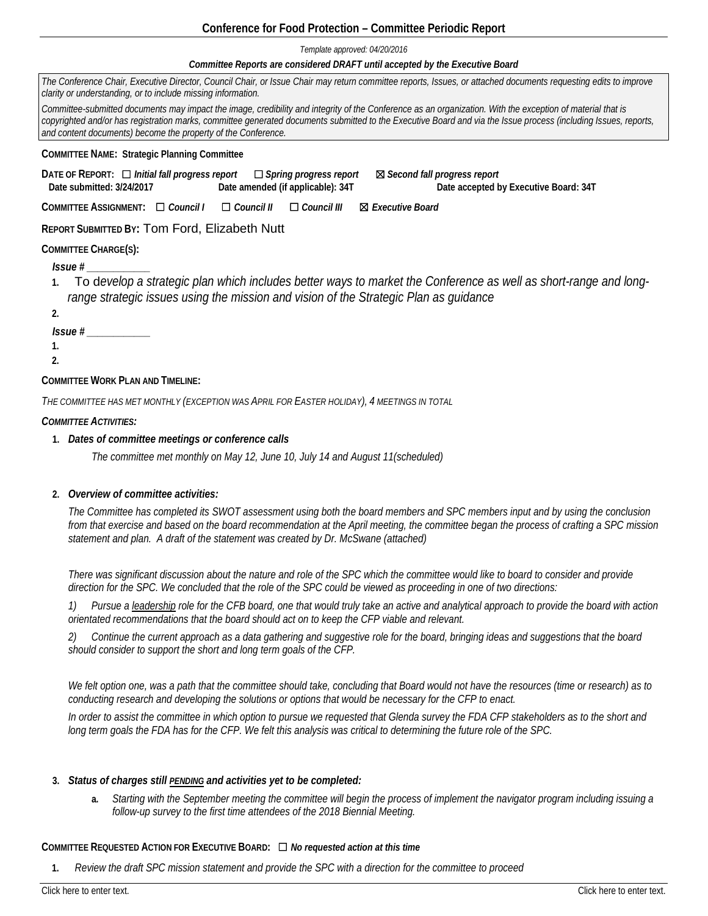# Conference for Food Protection – Committee Periodic Report

*Template approved: 04/20/2016*

***Committee Reports are considered DRAFT until accepted by the Executive Board***

*The Conference Chair, Executive Director, Council Chair, or Issue Chair may return committee reports, Issues, or attached documents requesting edits to improve clarity or understanding, or to include missing information.*

*Committee-submitted documents may impact the image, credibility and integrity of the Conference as an organization. With the exception of material that is copyrighted and/or has registration marks, committee generated documents submitted to the Executive Board and via the Issue process (including Issues, reports, and content documents) become the property of the Conference.*

**COMMITTEE NAME: Strategic Planning Committee**

**DATE OF REPORT:** ☐ ***Initial fall progress report*** ☐ ***Spring progress report*** ☒ ***Second fall progress report***

**Date submitted: 3/24/2017** **Date amended (if applicable): 34T** **Date accepted by Executive Board: 34T**

**COMMITTEE ASSIGNMENT:** ☐ ***Council I*** ☐ ***Council II*** ☐ ***Council III*** ☒ ***Executive Board***

**REPORT SUBMITTED BY:** Tom Ford, Elizabeth Nutt

**COMMITTEE CHARGE(S):**

***Issue # ___________***

1. To d*evelop a strategic plan which includes better ways to market the Conference as well as short-range and long-range strategic issues using the mission and vision of the Strategic Plan as guidance*
2.

***Issue # ___________***

1.
2.

**COMMITTEE WORK PLAN AND TIMELINE:**

*THE COMMITTEE HAS MET MONTHLY (EXCEPTION WAS APRIL FOR EASTER HOLIDAY), 4 MEETINGS IN TOTAL*

***COMMITTEE ACTIVITIES:***

1. ***Dates of committee meetings or conference calls***

   *The committee met monthly on May 12, June 10, July 14 and August 11(scheduled)*

2. ***Overview of committee activities:***

   *The Committee has completed its SWOT assessment using both the board members and SPC members input and by using the conclusion from that exercise and based on the board recommendation at the April meeting, the committee began the process of crafting a SPC mission statement and plan. A draft of the statement was created by Dr. McSwane (attached)*

   *There was significant discussion about the nature and role of the SPC which the committee would like to board to consider and provide direction for the SPC. We concluded that the role of the SPC could be viewed as proceeding in one of two directions:*

   *1) Pursue a <u>leadership</u> role for the CFB board, one that would truly take an active and analytical approach to provide the board with action orientated recommendations that the board should act on to keep the CFP viable and relevant.*

   *2) Continue the current approach as a data gathering and suggestive role for the board, bringing ideas and suggestions that the board should consider to support the short and long term goals of the CFP.*

   *We felt option one, was a path that the committee should take, concluding that Board would not have the resources (time or research) as to conducting research and developing the solutions or options that would be necessary for the CFP to enact.*

   *In order to assist the committee in which option to pursue we requested that Glenda survey the FDA CFP stakeholders as to the short and long term goals the FDA has for the CFP. We felt this analysis was critical to determining the future role of the SPC.*

3. ***Status of charges still <u>PENDING</u> and activities yet to be completed:***

   a. *Starting with the September meeting the committee will begin the process of implement the navigator program including issuing a follow-up survey to the first time attendees of the 2018 Biennial Meeting.*

**COMMITTEE REQUESTED ACTION FOR EXECUTIVE BOARD:** ☐ ***No requested action at this time***

1. *Review the draft SPC mission statement and provide the SPC with a direction for the committee to proceed*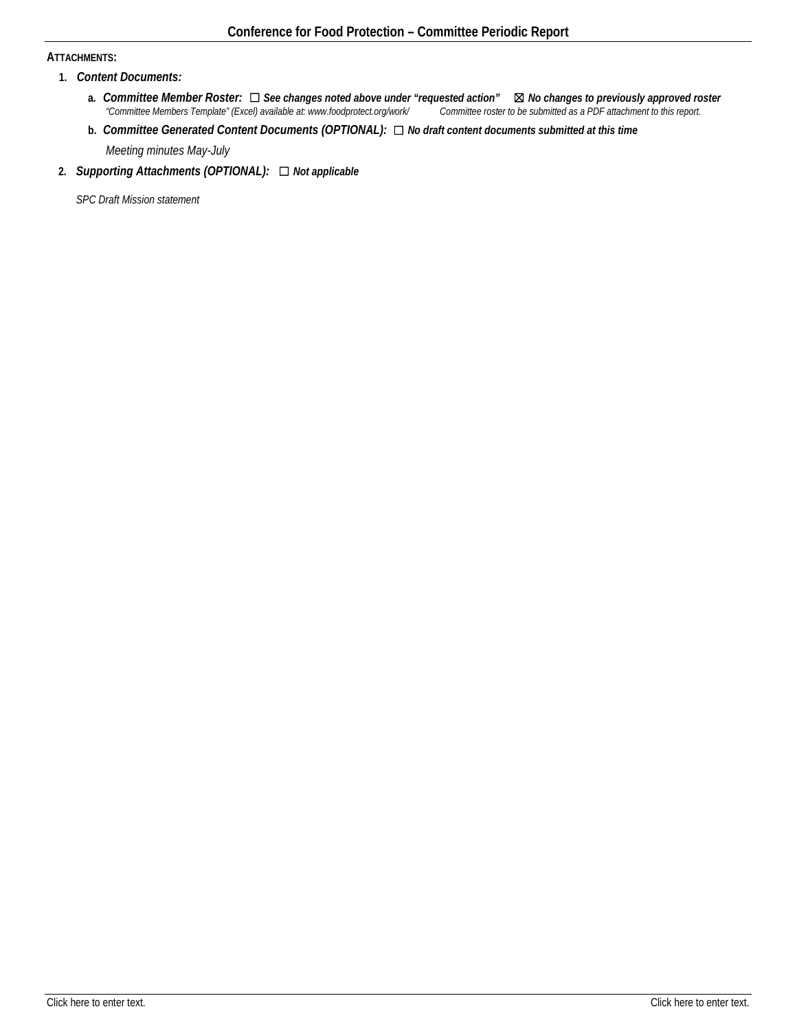**ATTACHMENTS:**

1. ***Content Documents:***

   a. ***Committee Member Roster:*** ☐ ***See changes noted above under "requested action"*** ☒ ***No changes to previously approved roster***
   *"Committee Members Template" (Excel) available at: www.foodprotect.org/work/* *Committee roster to be submitted as a PDF attachment to this report.*

   b. ***Committee Generated Content Documents (OPTIONAL):*** ☐ ***No draft content documents submitted at this time***

   *Meeting minutes May-July*

2. ***Supporting Attachments (OPTIONAL):*** ☐ ***Not applicable***

   *SPC Draft Mission statement*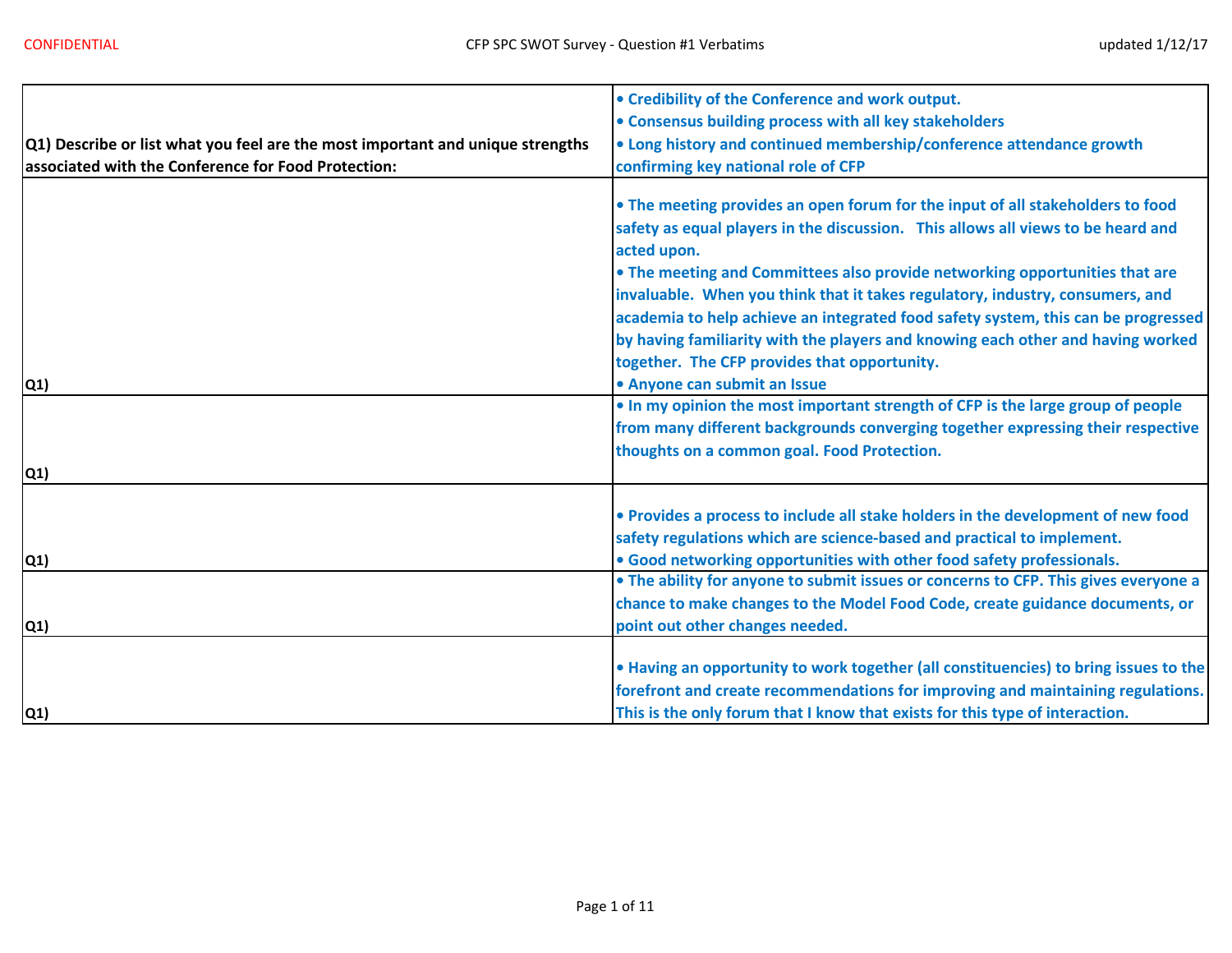| Q1) Describe or list what you feel are the most important and unique strengths associated with the Conference for Food Protection: | • Credibility of the Conference and work output.<br>• Consensus building process with all key stakeholders<br>• Long history and continued membership/conference attendance growth confirming key national role of CFP |
|---|---|
| Q1) | • The meeting provides an open forum for the input of all stakeholders to food safety as equal players in the discussion. This allows all views to be heard and acted upon.<br>• The meeting and Committees also provide networking opportunities that are invaluable. When you think that it takes regulatory, industry, consumers, and academia to help achieve an integrated food safety system, this can be progressed by having familiarity with the players and knowing each other and having worked together. The CFP provides that opportunity.<br>• Anyone can submit an Issue |
| Q1) | • In my opinion the most important strength of CFP is the large group of people from many different backgrounds converging together expressing their respective thoughts on a common goal. Food Protection. |
| Q1) | • Provides a process to include all stake holders in the development of new food safety regulations which are science-based and practical to implement.<br>• Good networking opportunities with other food safety professionals. |
| Q1) | • The ability for anyone to submit issues or concerns to CFP. This gives everyone a chance to make changes to the Model Food Code, create guidance documents, or point out other changes needed. |
| Q1) | • Having an opportunity to work together (all constituencies) to bring issues to the forefront and create recommendations for improving and maintaining regulations. This is the only forum that I know that exists for this type of interaction. |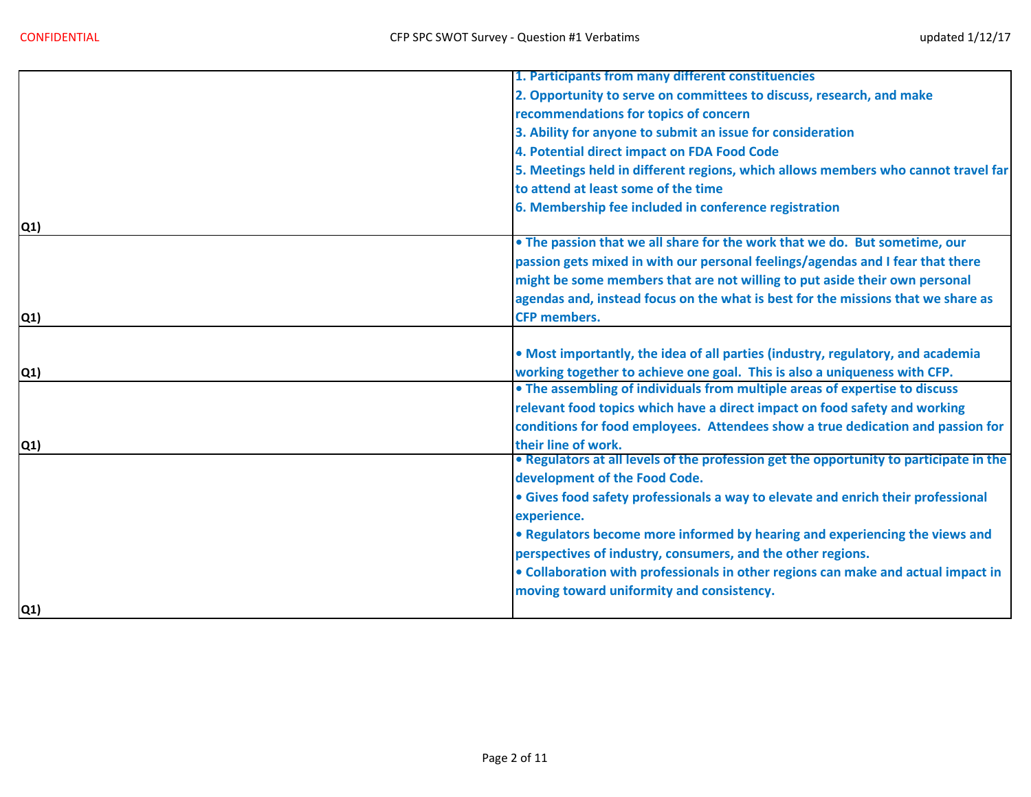| | |
|---|---|
| Q1) | 1. Participants from many different constituencies<br>2. Opportunity to serve on committees to discuss, research, and make recommendations for topics of concern<br>3. Ability for anyone to submit an issue for consideration<br>4. Potential direct impact on FDA Food Code<br>5. Meetings held in different regions, which allows members who cannot travel far to attend at least some of the time<br>6. Membership fee included in conference registration |
| Q1) | • The passion that we all share for the work that we do. But sometime, our passion gets mixed in with our personal feelings/agendas and I fear that there might be some members that are not willing to put aside their own personal agendas and, instead focus on the what is best for the missions that we share as CFP members. |
| Q1) | • Most importantly, the idea of all parties (industry, regulatory, and academia working together to achieve one goal. This is also a uniqueness with CFP. |
| Q1) | • The assembling of individuals from multiple areas of expertise to discuss relevant food topics which have a direct impact on food safety and working conditions for food employees. Attendees show a true dedication and passion for their line of work. |
| Q1) | • Regulators at all levels of the profession get the opportunity to participate in the development of the Food Code.<br>• Gives food safety professionals a way to elevate and enrich their professional experience.<br>• Regulators become more informed by hearing and experiencing the views and perspectives of industry, consumers, and the other regions.<br>• Collaboration with professionals in other regions can make and actual impact in moving toward uniformity and consistency. |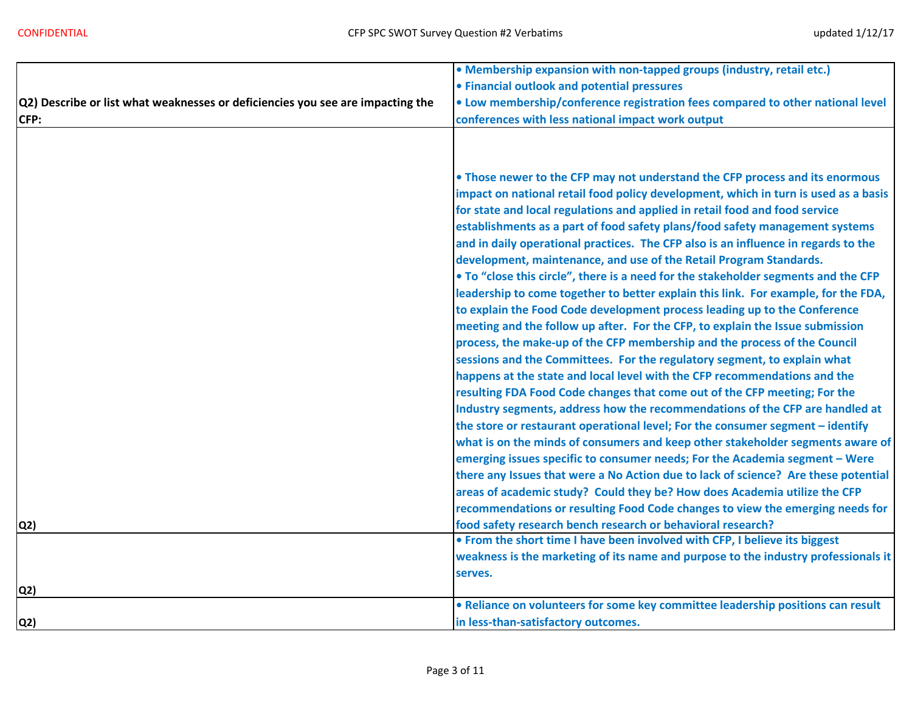| Q2) Describe or list what weaknesses or deficiencies you see are impacting the CFP: | • Membership expansion with non-tapped groups (industry, retail etc.)<br>• Financial outlook and potential pressures<br>• Low membership/conference registration fees compared to other national level conferences with less national impact work output |
|---|---|
| Q2) | • Those newer to the CFP may not understand the CFP process and its enormous impact on national retail food policy development, which in turn is used as a basis for state and local regulations and applied in retail food and food service establishments as a part of food safety plans/food safety management systems and in daily operational practices. The CFP also is an influence in regards to the development, maintenance, and use of the Retail Program Standards.<br>• To "close this circle", there is a need for the stakeholder segments and the CFP leadership to come together to better explain this link. For example, for the FDA, to explain the Food Code development process leading up to the Conference meeting and the follow up after. For the CFP, to explain the Issue submission process, the make-up of the CFP membership and the process of the Council sessions and the Committees. For the regulatory segment, to explain what happens at the state and local level with the CFP recommendations and the resulting FDA Food Code changes that come out of the CFP meeting; For the Industry segments, address how the recommendations of the CFP are handled at the store or restaurant operational level; For the consumer segment – identify what is on the minds of consumers and keep other stakeholder segments aware of emerging issues specific to consumer needs; For the Academia segment – Were there any Issues that were a No Action due to lack of science? Are these potential areas of academic study? Could they be? How does Academia utilize the CFP recommendations or resulting Food Code changes to view the emerging needs for food safety research bench research or behavioral research? |
| Q2) | • From the short time I have been involved with CFP, I believe its biggest weakness is the marketing of its name and purpose to the industry professionals it serves. |
| Q2) | • Reliance on volunteers for some key committee leadership positions can result in less-than-satisfactory outcomes. |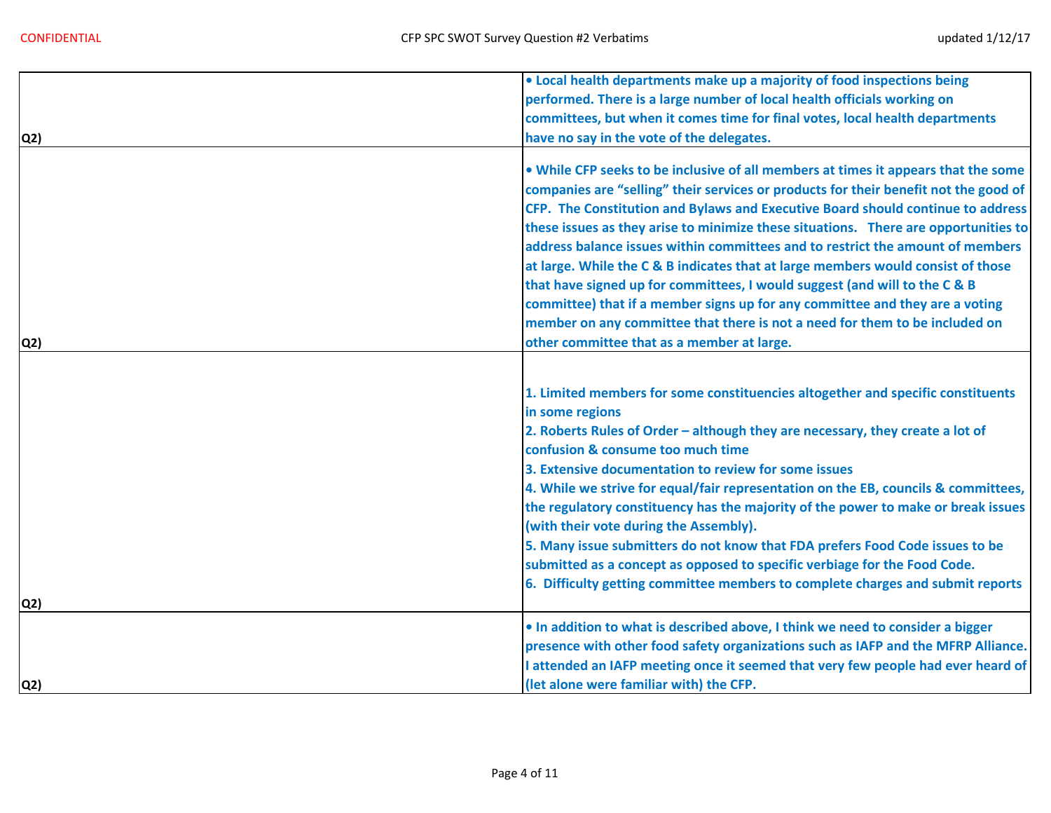| | |
|---|---|
| Q2) | • Local health departments make up a majority of food inspections being performed. There is a large number of local health officials working on committees, but when it comes time for final votes, local health departments have no say in the vote of the delegates. |
| Q2) | • While CFP seeks to be inclusive of all members at times it appears that the some companies are "selling" their services or products for their benefit not the good of CFP. The Constitution and Bylaws and Executive Board should continue to address these issues as they arise to minimize these situations. There are opportunities to address balance issues within committees and to restrict the amount of members at large. While the C & B indicates that at large members would consist of those that have signed up for committees, I would suggest (and will to the C & B committee) that if a member signs up for any committee and they are a voting member on any committee that there is not a need for them to be included on other committee that as a member at large. |
| Q2) | 1. Limited members for some constituencies altogether and specific constituents in some regions<br>2. Roberts Rules of Order – although they are necessary, they create a lot of confusion & consume too much time<br>3. Extensive documentation to review for some issues<br>4. While we strive for equal/fair representation on the EB, councils & committees, the regulatory constituency has the majority of the power to make or break issues (with their vote during the Assembly).<br>5. Many issue submitters do not know that FDA prefers Food Code issues to be submitted as a concept as opposed to specific verbiage for the Food Code.<br>6. Difficulty getting committee members to complete charges and submit reports |
| Q2) | • In addition to what is described above, I think we need to consider a bigger presence with other food safety organizations such as IAFP and the MFRP Alliance. I attended an IAFP meeting once it seemed that very few people had ever heard of (let alone were familiar with) the CFP. |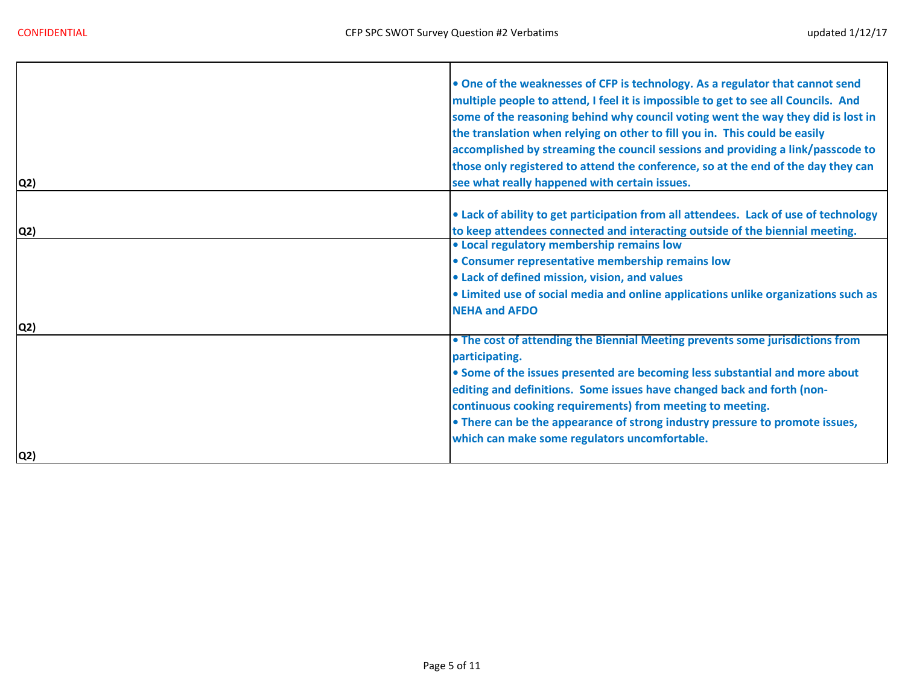| | |
|---|---|
| Q2) | • One of the weaknesses of CFP is technology. As a regulator that cannot send multiple people to attend, I feel it is impossible to get to see all Councils. And some of the reasoning behind why council voting went the way they did is lost in the translation when relying on other to fill you in. This could be easily accomplished by streaming the council sessions and providing a link/passcode to those only registered to attend the conference, so at the end of the day they can see what really happened with certain issues. |
| Q2) | • Lack of ability to get participation from all attendees. Lack of use of technology to keep attendees connected and interacting outside of the biennial meeting. |
| Q2) | • Local regulatory membership remains low<br>• Consumer representative membership remains low<br>• Lack of defined mission, vision, and values<br>• Limited use of social media and online applications unlike organizations such as NEHA and AFDO |
| Q2) | • The cost of attending the Biennial Meeting prevents some jurisdictions from participating.<br>• Some of the issues presented are becoming less substantial and more about editing and definitions. Some issues have changed back and forth (non-continuous cooking requirements) from meeting to meeting.<br>• There can be the appearance of strong industry pressure to promote issues, which can make some regulators uncomfortable. |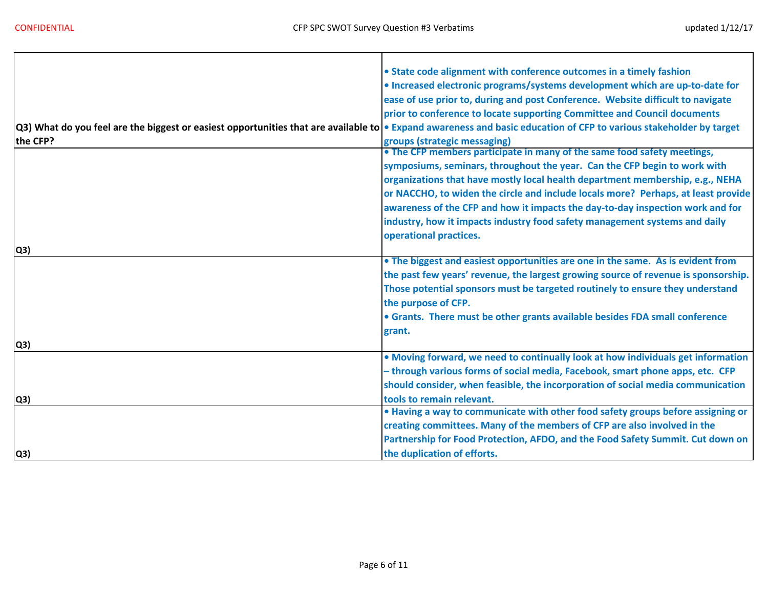| | |
|---|---|
| **Q3) What do you feel are the biggest or easiest opportunities that are available to the CFP?** | **• State code alignment with conference outcomes in a timely fashion<br>• Increased electronic programs/systems development which are up-to-date for ease of use prior to, during and post Conference. Website difficult to navigate prior to conference to locate supporting Committee and Council documents<br>• Expand awareness and basic education of CFP to various stakeholder by target groups (strategic messaging)** |
| **Q3)** | **• The CFP members participate in many of the same food safety meetings, symposiums, seminars, throughout the year. Can the CFP begin to work with organizations that have mostly local health department membership, e.g., NEHA or NACCHO, to widen the circle and include locals more? Perhaps, at least provide awareness of the CFP and how it impacts the day-to-day inspection work and for industry, how it impacts industry food safety management systems and daily operational practices.** |
| **Q3)** | **• The biggest and easiest opportunities are one in the same. As is evident from the past few years' revenue, the largest growing source of revenue is sponsorship. Those potential sponsors must be targeted routinely to ensure they understand the purpose of CFP.<br>• Grants. There must be other grants available besides FDA small conference grant.** |
| **Q3)** | **• Moving forward, we need to continually look at how individuals get information – through various forms of social media, Facebook, smart phone apps, etc. CFP should consider, when feasible, the incorporation of social media communication tools to remain relevant.** |
| **Q3)** | **• Having a way to communicate with other food safety groups before assigning or creating committees. Many of the members of CFP are also involved in the Partnership for Food Protection, AFDO, and the Food Safety Summit. Cut down on the duplication of efforts.** |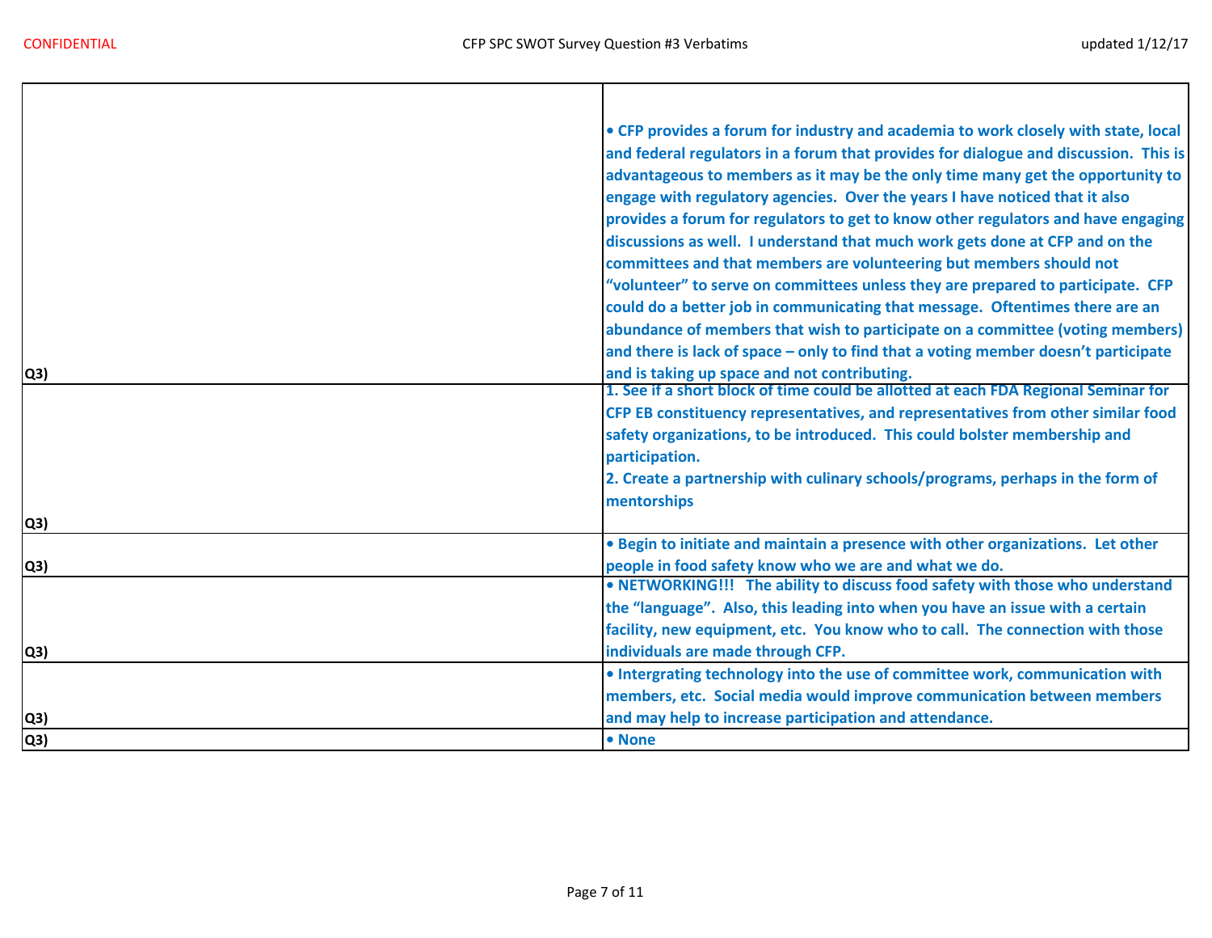| | |
|---|---|
| Q3) | • CFP provides a forum for industry and academia to work closely with state, local and federal regulators in a forum that provides for dialogue and discussion. This is advantageous to members as it may be the only time many get the opportunity to engage with regulatory agencies. Over the years I have noticed that it also provides a forum for regulators to get to know other regulators and have engaging discussions as well. I understand that much work gets done at CFP and on the committees and that members are volunteering but members should not "volunteer" to serve on committees unless they are prepared to participate. CFP could do a better job in communicating that message. Oftentimes there are an abundance of members that wish to participate on a committee (voting members) and there is lack of space – only to find that a voting member doesn't participate and is taking up space and not contributing. |
| Q3) | 1. See if a short block of time could be allotted at each FDA Regional Seminar for CFP EB constituency representatives, and representatives from other similar food safety organizations, to be introduced. This could bolster membership and participation.<br>2. Create a partnership with culinary schools/programs, perhaps in the form of mentorships |
| Q3) | • Begin to initiate and maintain a presence with other organizations. Let other people in food safety know who we are and what we do. |
| Q3) | • NETWORKING!!! The ability to discuss food safety with those who understand the "language". Also, this leading into when you have an issue with a certain facility, new equipment, etc. You know who to call. The connection with those individuals are made through CFP. |
| Q3) | • Intergrating technology into the use of committee work, communication with members, etc. Social media would improve communication between members and may help to increase participation and attendance. |
| Q3) | • None |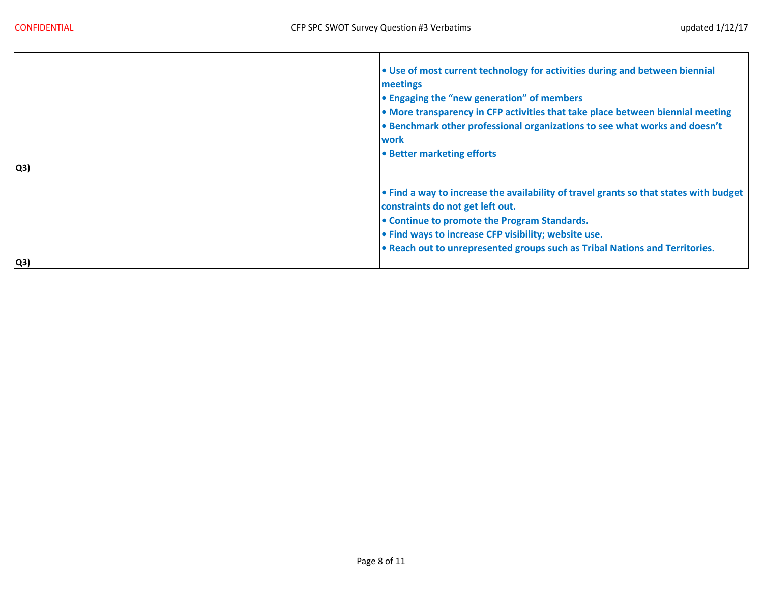| | |
|---|---|
| Q3) | • Use of most current technology for activities during and between biennial meetings<br>• Engaging the “new generation” of members<br>• More transparency in CFP activities that take place between biennial meeting<br>• Benchmark other professional organizations to see what works and doesn’t work<br>• Better marketing efforts |
| Q3) | • Find a way to increase the availability of travel grants so that states with budget constraints do not get left out.<br>• Continue to promote the Program Standards.<br>• Find ways to increase CFP visibility; website use.<br>• Reach out to unrepresented groups such as Tribal Nations and Territories. |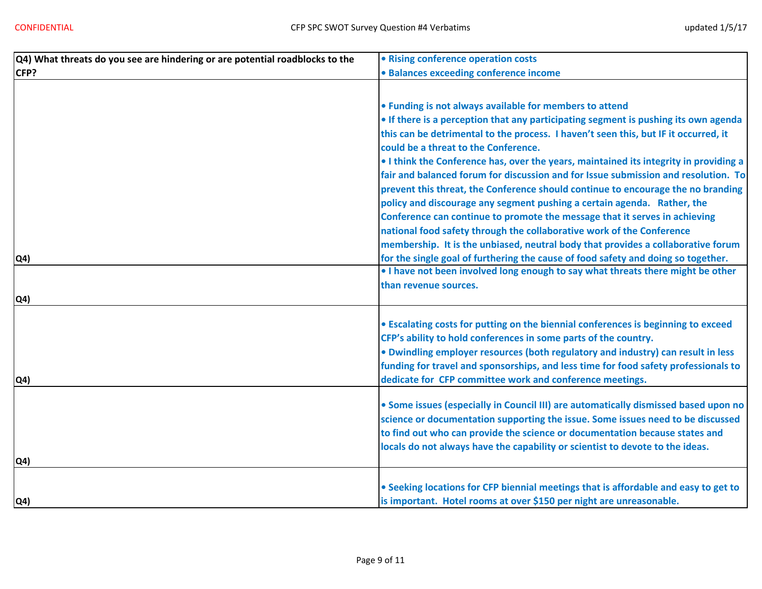| Q4) What threats do you see are hindering or are potential roadblocks to the CFP? | • Rising conference operation costs<br>• Balances exceeding conference income |
|---|---|
| Q4) | • Funding is not always available for members to attend<br>• If there is a perception that any participating segment is pushing its own agenda this can be detrimental to the process. I haven't seen this, but IF it occurred, it could be a threat to the Conference.<br>• I think the Conference has, over the years, maintained its integrity in providing a fair and balanced forum for discussion and for Issue submission and resolution. To prevent this threat, the Conference should continue to encourage the no branding policy and discourage any segment pushing a certain agenda. Rather, the Conference can continue to promote the message that it serves in achieving national food safety through the collaborative work of the Conference membership. It is the unbiased, neutral body that provides a collaborative forum for the single goal of furthering the cause of food safety and doing so together. |
| Q4) | • I have not been involved long enough to say what threats there might be other than revenue sources. |
| Q4) | • Escalating costs for putting on the biennial conferences is beginning to exceed CFP's ability to hold conferences in some parts of the country.<br>• Dwindling employer resources (both regulatory and industry) can result in less funding for travel and sponsorships, and less time for food safety professionals to dedicate for CFP committee work and conference meetings. |
| Q4) | • Some issues (especially in Council III) are automatically dismissed based upon no science or documentation supporting the issue. Some issues need to be discussed to find out who can provide the science or documentation because states and locals do not always have the capability or scientist to devote to the ideas. |
| Q4) | • Seeking locations for CFP biennial meetings that is affordable and easy to get to is important. Hotel rooms at over $150 per night are unreasonable. |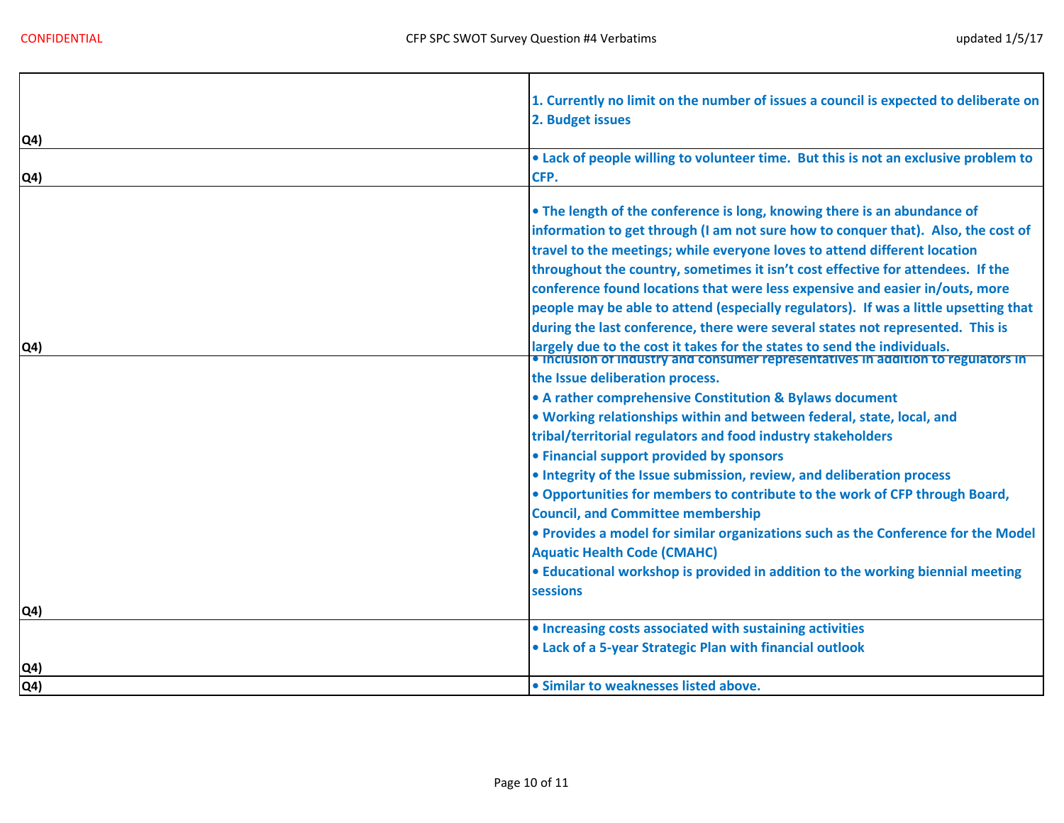| | |
|---|---|
| Q4) | 1. Currently no limit on the number of issues a council is expected to deliberate on<br>2. Budget issues |
| Q4) | • Lack of people willing to volunteer time. But this is not an exclusive problem to CFP. |
| Q4) | • The length of the conference is long, knowing there is an abundance of information to get through (I am not sure how to conquer that). Also, the cost of travel to the meetings; while everyone loves to attend different location throughout the country, sometimes it isn't cost effective for attendees. If the conference found locations that were less expensive and easier in/outs, more people may be able to attend (especially regulators). If was a little upsetting that during the last conference, there were several states not represented. This is largely due to the cost it takes for the states to send the individuals. |
| Q4) | • Inclusion of industry and consumer representatives in addition to regulators in the Issue deliberation process.<br>• A rather comprehensive Constitution & Bylaws document<br>• Working relationships within and between federal, state, local, and tribal/territorial regulators and food industry stakeholders<br>• Financial support provided by sponsors<br>• Integrity of the Issue submission, review, and deliberation process<br>• Opportunities for members to contribute to the work of CFP through Board, Council, and Committee membership<br>• Provides a model for similar organizations such as the Conference for the Model Aquatic Health Code (CMAHC)<br>• Educational workshop is provided in addition to the working biennial meeting sessions |
| Q4) | • Increasing costs associated with sustaining activities<br>• Lack of a 5-year Strategic Plan with financial outlook |
| Q4) | • Similar to weaknesses listed above. |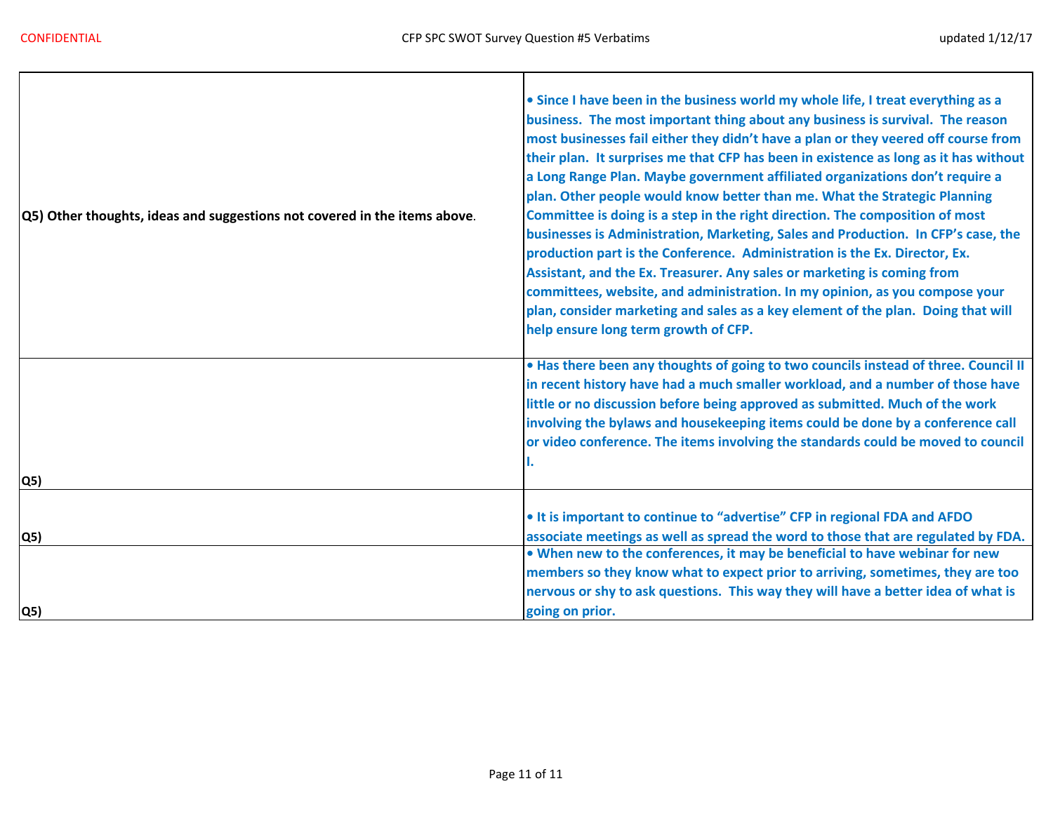| | |
|---|---|
| **Q5) Other thoughts, ideas and suggestions not covered in the items above**. | **• Since I have been in the business world my whole life, I treat everything as a business. The most important thing about any business is survival. The reason most businesses fail either they didn't have a plan or they veered off course from their plan. It surprises me that CFP has been in existence as long as it has without a Long Range Plan. Maybe government affiliated organizations don't require a plan. Other people would know better than me. What the Strategic Planning Committee is doing is a step in the right direction. The composition of most businesses is Administration, Marketing, Sales and Production. In CFP's case, the production part is the Conference. Administration is the Ex. Director, Ex. Assistant, and the Ex. Treasurer. Any sales or marketing is coming from committees, website, and administration. In my opinion, as you compose your plan, consider marketing and sales as a key element of the plan. Doing that will help ensure long term growth of CFP.** |
| **Q5)** | **• Has there been any thoughts of going to two councils instead of three. Council II in recent history have had a much smaller workload, and a number of those have little or no discussion before being approved as submitted. Much of the work involving the bylaws and housekeeping items could be done by a conference call or video conference. The items involving the standards could be moved to council I.** |
| **Q5)** | **• It is important to continue to "advertise" CFP in regional FDA and AFDO associate meetings as well as spread the word to those that are regulated by FDA.** |
| **Q5)** | **• When new to the conferences, it may be beneficial to have webinar for new members so they know what to expect prior to arriving, sometimes, they are too nervous or shy to ask questions. This way they will have a better idea of what is going on prior.** |